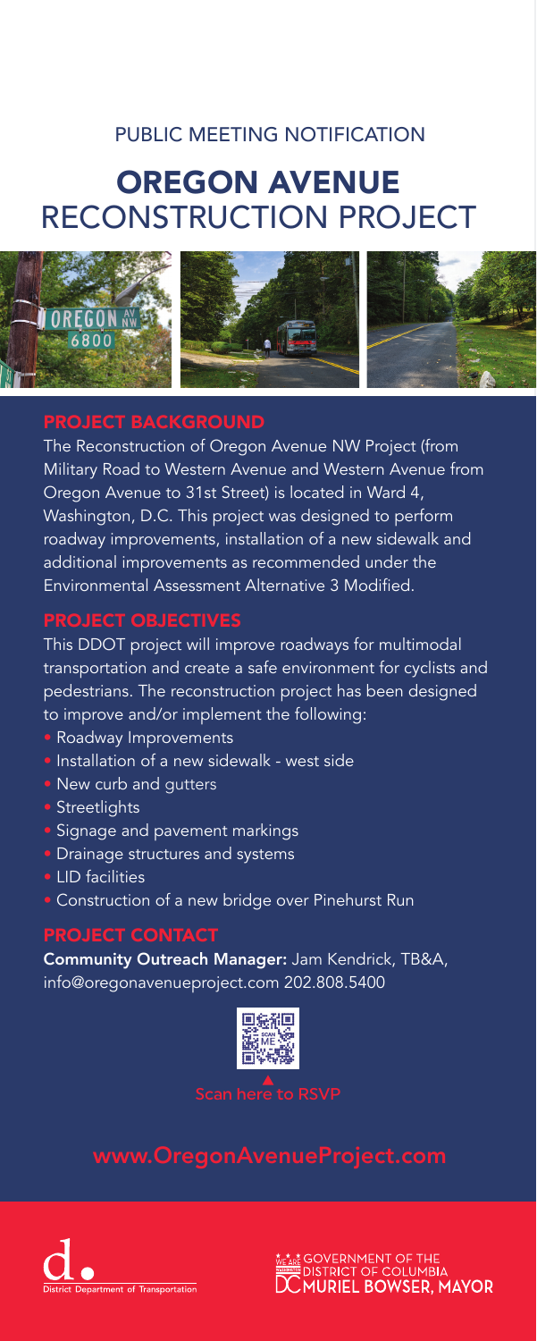PUBLIC MEETING NOTIFICATION

# OREGON AVENUE
# RECONSTRUCTION PROJECT

## PROJECT BACKGROUND

The Reconstruction of Oregon Avenue NW Project (from Military Road to Western Avenue and Western Avenue from Oregon Avenue to 31st Street) is located in Ward 4, Washington, D.C. This project was designed to perform roadway improvements, installation of a new sidewalk and additional improvements as recommended under the Environmental Assessment Alternative 3 Modified.

## PROJECT OBJECTIVES

This DDOT project will improve roadways for multimodal transportation and create a safe environment for cyclists and pedestrians. The reconstruction project has been designed to improve and/or implement the following:

- Roadway Improvements
- Installation of a new sidewalk - west side
- New curb and gutters
- Streetlights
- Signage and pavement markings
- Drainage structures and systems
- LID facilities
- Construction of a new bridge over Pinehurst Run

## PROJECT CONTACT

**Community Outreach Manager:** Jam Kendrick, TB&A, info@oregonavenueproject.com 202.808.5400

Scan here to RSVP

www.OregonAvenueProject.com

District Department of Transportation

GOVERNMENT OF THE DISTRICT OF COLUMBIA
MURIEL BOWSER, MAYOR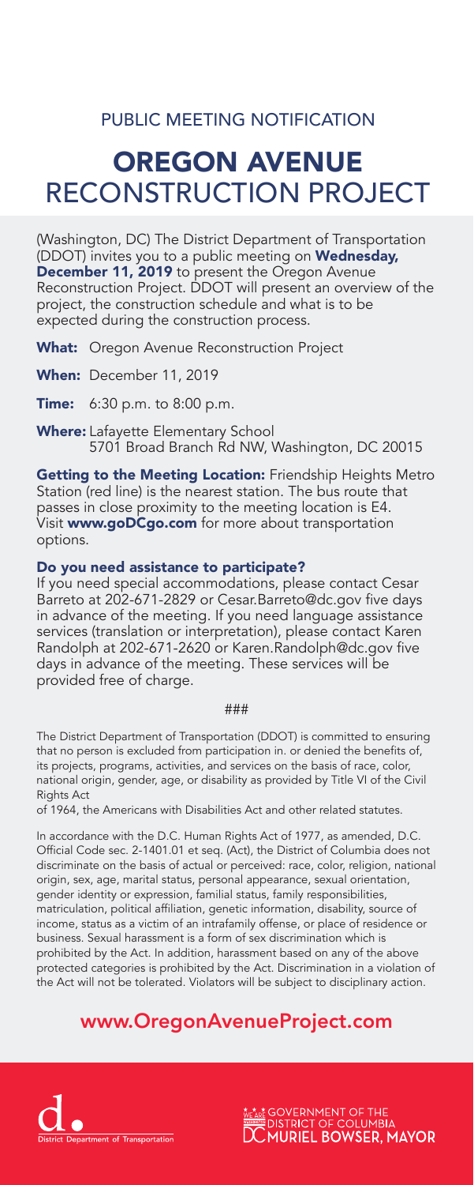PUBLIC MEETING NOTIFICATION

# OREGON AVENUE RECONSTRUCTION PROJECT

(Washington, DC) The District Department of Transportation (DDOT) invites you to a public meeting on **Wednesday, December 11, 2019** to present the Oregon Avenue Reconstruction Project. DDOT will present an overview of the project, the construction schedule and what is to be expected during the construction process.

**What:** Oregon Avenue Reconstruction Project

**When:** December 11, 2019

**Time:** 6:30 p.m. to 8:00 p.m.

**Where:** Lafayette Elementary School
5701 Broad Branch Rd NW, Washington, DC 20015

**Getting to the Meeting Location:** Friendship Heights Metro Station (red line) is the nearest station. The bus route that passes in close proximity to the meeting location is E4. Visit **www.goDCgo.com** for more about transportation options.

**Do you need assistance to participate?**

If you need special accommodations, please contact Cesar Barreto at 202-671-2829 or Cesar.Barreto@dc.gov five days in advance of the meeting. If you need language assistance services (translation or interpretation), please contact Karen Randolph at 202-671-2620 or Karen.Randolph@dc.gov five days in advance of the meeting. These services will be provided free of charge.

###

The District Department of Transportation (DDOT) is committed to ensuring that no person is excluded from participation in. or denied the benefits of, its projects, programs, activities, and services on the basis of race, color, national origin, gender, age, or disability as provided by Title VI of the Civil Rights Act of 1964, the Americans with Disabilities Act and other related statutes.

In accordance with the D.C. Human Rights Act of 1977, as amended, D.C. Official Code sec. 2-1401.01 et seq. (Act), the District of Columbia does not discriminate on the basis of actual or perceived: race, color, religion, national origin, sex, age, marital status, personal appearance, sexual orientation, gender identity or expression, familial status, family responsibilities, matriculation, political affiliation, genetic information, disability, source of income, status as a victim of an intrafamily offense, or place of residence or business. Sexual harassment is a form of sex discrimination which is prohibited by the Act. In addition, harassment based on any of the above protected categories is prohibited by the Act. Discrimination in a violation of the Act will not be tolerated. Violators will be subject to disciplinary action.

## www.OregonAvenueProject.com

District Department of Transportation

GOVERNMENT OF THE DISTRICT OF COLUMBIA
DC MURIEL BOWSER, MAYOR